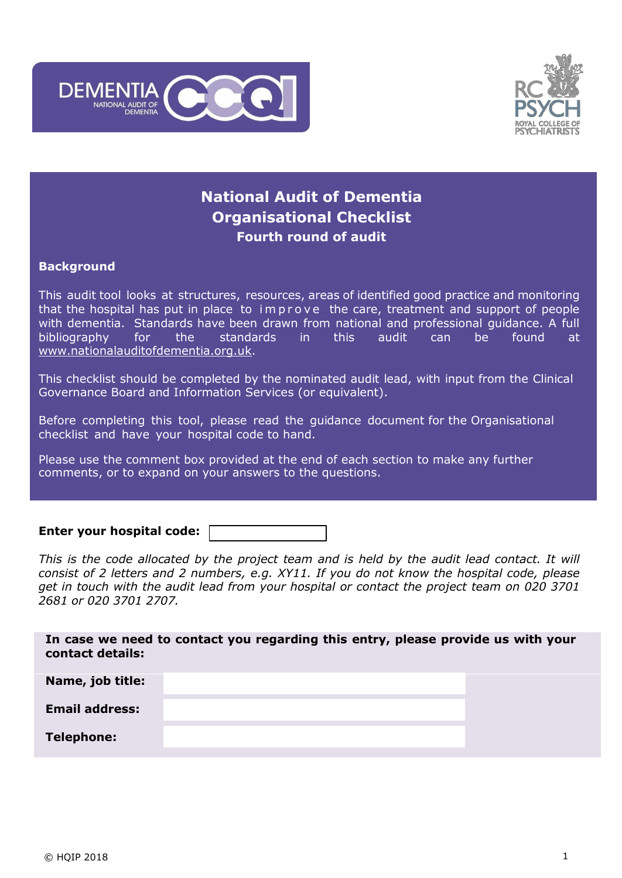# National Audit of Dementia
# Organisational Checklist
## Fourth round of audit

**Background**

This audit tool looks at structures, resources, areas of identified good practice and monitoring that the hospital has put in place to improve the care, treatment and support of people with dementia. Standards have been drawn from national and professional guidance. A full bibliography for the standards in this audit can be found at www.nationalauditofdementia.org.uk.

This checklist should be completed by the nominated audit lead, with input from the Clinical Governance Board and Information Services (or equivalent).

Before completing this tool, please read the guidance document for the Organisational checklist and have your hospital code to hand.

Please use the comment box provided at the end of each section to make any further comments, or to expand on your answers to the questions.

**Enter your hospital code:** [ ]

*This is the code allocated by the project team and is held by the audit lead contact. It will consist of 2 letters and 2 numbers, e.g. XY11. If you do not know the hospital code, please get in touch with the audit lead from your hospital or contact the project team on 020 3701 2681 or 020 3701 2707.*

**In case we need to contact you regarding this entry, please provide us with your contact details:**

| | |
|---|---|
| **Name, job title:** | |
| **Email address:** | |
| **Telephone:** | |

© HQIP 2018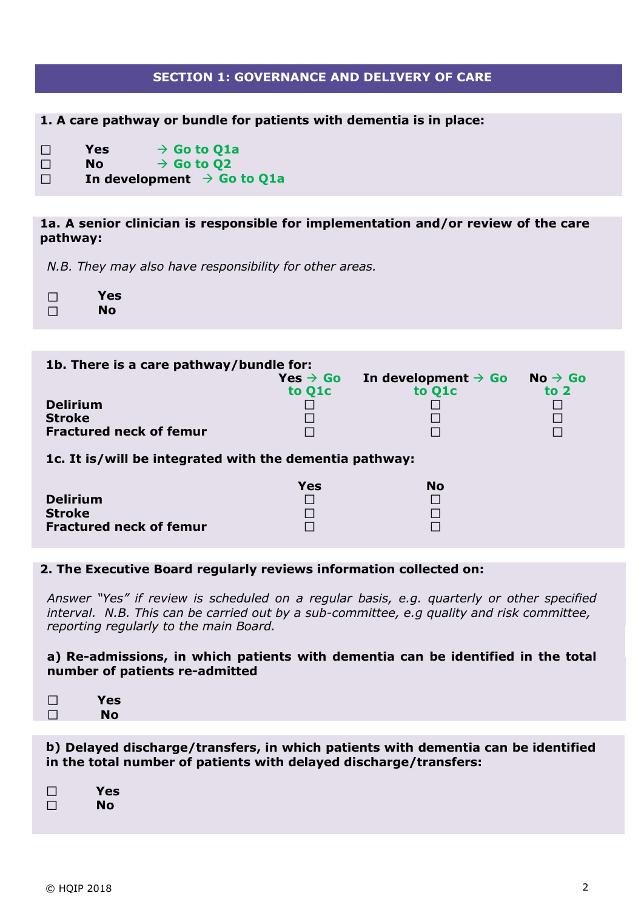## SECTION 1: GOVERNANCE AND DELIVERY OF CARE

**1. A care pathway or bundle for patients with dementia is in place:**

☐ **Yes** → **Go to Q1a**
☐ **No** → **Go to Q2**
☐ **In development** → **Go to Q1a**

**1a. A senior clinician is responsible for implementation and/or review of the care pathway:**

*N.B. They may also have responsibility for other areas.*

☐ **Yes**
☐ **No**

**1b. There is a care pathway/bundle for:**

| | Yes → Go to Q1c | In development → Go to Q1c | No → Go to 2 |
|---|---|---|---|
| **Delirium** | ☐ | ☐ | ☐ |
| **Stroke** | ☐ | ☐ | ☐ |
| **Fractured neck of femur** | ☐ | ☐ | ☐ |

**1c. It is/will be integrated with the dementia pathway:**

| | Yes | No |
|---|---|---|
| **Delirium** | ☐ | ☐ |
| **Stroke** | ☐ | ☐ |
| **Fractured neck of femur** | ☐ | ☐ |

**2. The Executive Board regularly reviews information collected on:**

*Answer "Yes" if review is scheduled on a regular basis, e.g. quarterly or other specified interval. N.B. This can be carried out by a sub-committee, e.g quality and risk committee, reporting regularly to the main Board.*

**a) Re-admissions, in which patients with dementia can be identified in the total number of patients re-admitted**

☐ **Yes**
☐ **No**

**b) Delayed discharge/transfers, in which patients with dementia can be identified in the total number of patients with delayed discharge/transfers:**

☐ **Yes**
☐ **No**

© HQIP 2018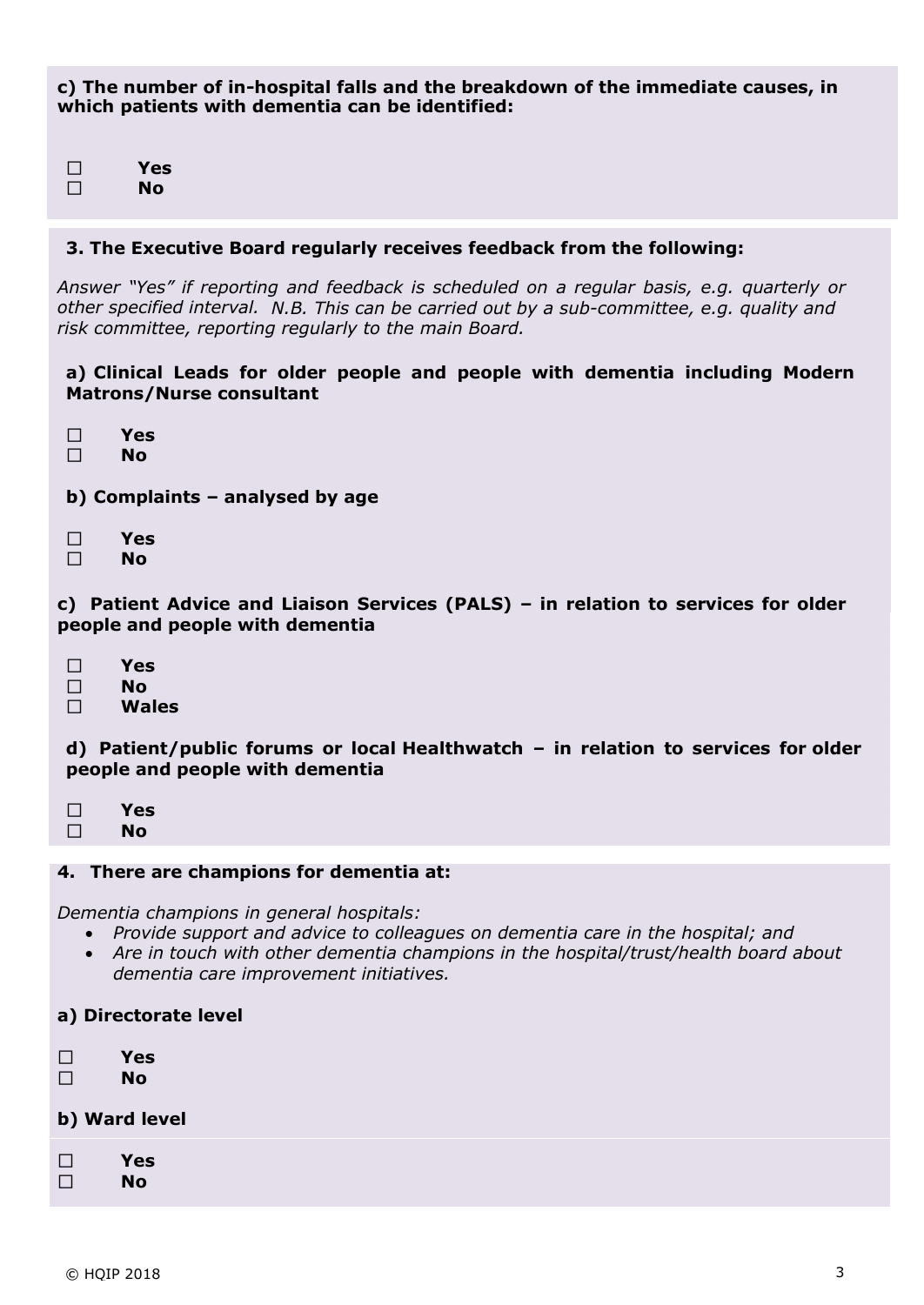**c) The number of in-hospital falls and the breakdown of the immediate causes, in which patients with dementia can be identified:**

☐ **Yes**
☐ **No**

**3. The Executive Board regularly receives feedback from the following:**

*Answer "Yes" if reporting and feedback is scheduled on a regular basis, e.g. quarterly or other specified interval. N.B. This can be carried out by a sub-committee, e.g. quality and risk committee, reporting regularly to the main Board.*

**a) Clinical Leads for older people and people with dementia including Modern Matrons/Nurse consultant**

☐ **Yes**
☐ **No**

**b) Complaints – analysed by age**

☐ **Yes**
☐ **No**

**c) Patient Advice and Liaison Services (PALS) – in relation to services for older people and people with dementia**

☐ **Yes**
☐ **No**
☐ **Wales**

**d) Patient/public forums or local Healthwatch – in relation to services for older people and people with dementia**

☐ **Yes**
☐ **No**

**4. There are champions for dementia at:**

*Dementia champions in general hospitals:*

- *Provide support and advice to colleagues on dementia care in the hospital; and*
- *Are in touch with other dementia champions in the hospital/trust/health board about dementia care improvement initiatives.*

**a) Directorate level**

☐ **Yes**
☐ **No**

**b) Ward level**

☐ **Yes**
☐ **No**

© HQIP 2018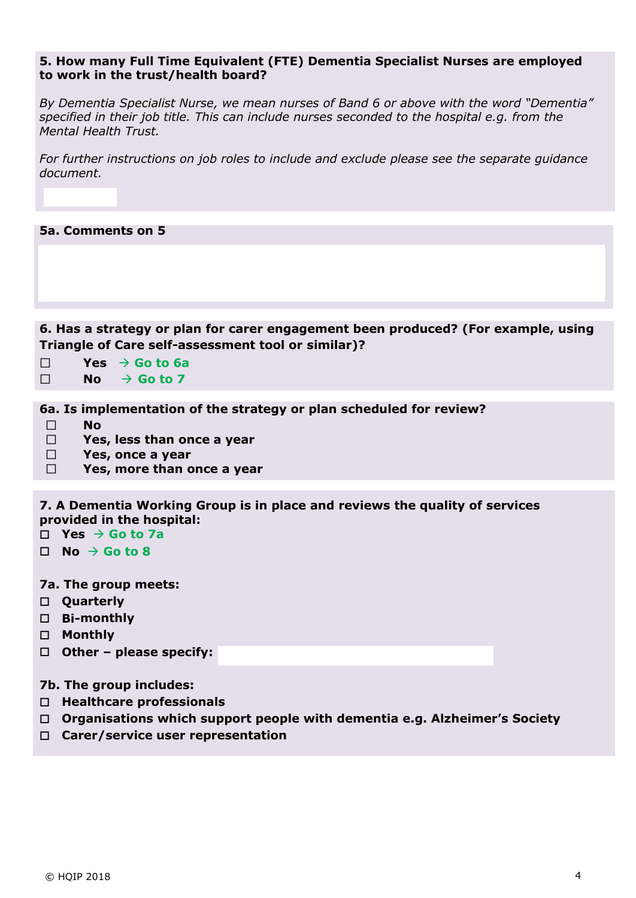**5. How many Full Time Equivalent (FTE) Dementia Specialist Nurses are employed to work in the trust/health board?**

*By Dementia Specialist Nurse, we mean nurses of Band 6 or above with the word "Dementia" specified in their job title. This can include nurses seconded to the hospital e.g. from the Mental Health Trust.*

*For further instructions on job roles to include and exclude please see the separate guidance document.*

**5a. Comments on 5**

**6. Has a strategy or plan for carer engagement been produced? (For example, using Triangle of Care self-assessment tool or similar)?**

- ☐ **Yes** → **Go to 6a**
- ☐ **No** → **Go to 7**

**6a. Is implementation of the strategy or plan scheduled for review?**

- ☐ **No**
- ☐ **Yes, less than once a year**
- ☐ **Yes, once a year**
- ☐ **Yes, more than once a year**

**7. A Dementia Working Group is in place and reviews the quality of services provided in the hospital:**

- ☐ **Yes** → **Go to 7a**
- ☐ **No** → **Go to 8**

**7a. The group meets:**

- ☐ **Quarterly**
- ☐ **Bi-monthly**
- ☐ **Monthly**
- ☐ **Other – please specify:**

**7b. The group includes:**

- ☐ **Healthcare professionals**
- ☐ **Organisations which support people with dementia e.g. Alzheimer's Society**
- ☐ **Carer/service user representation**

© HQIP 2018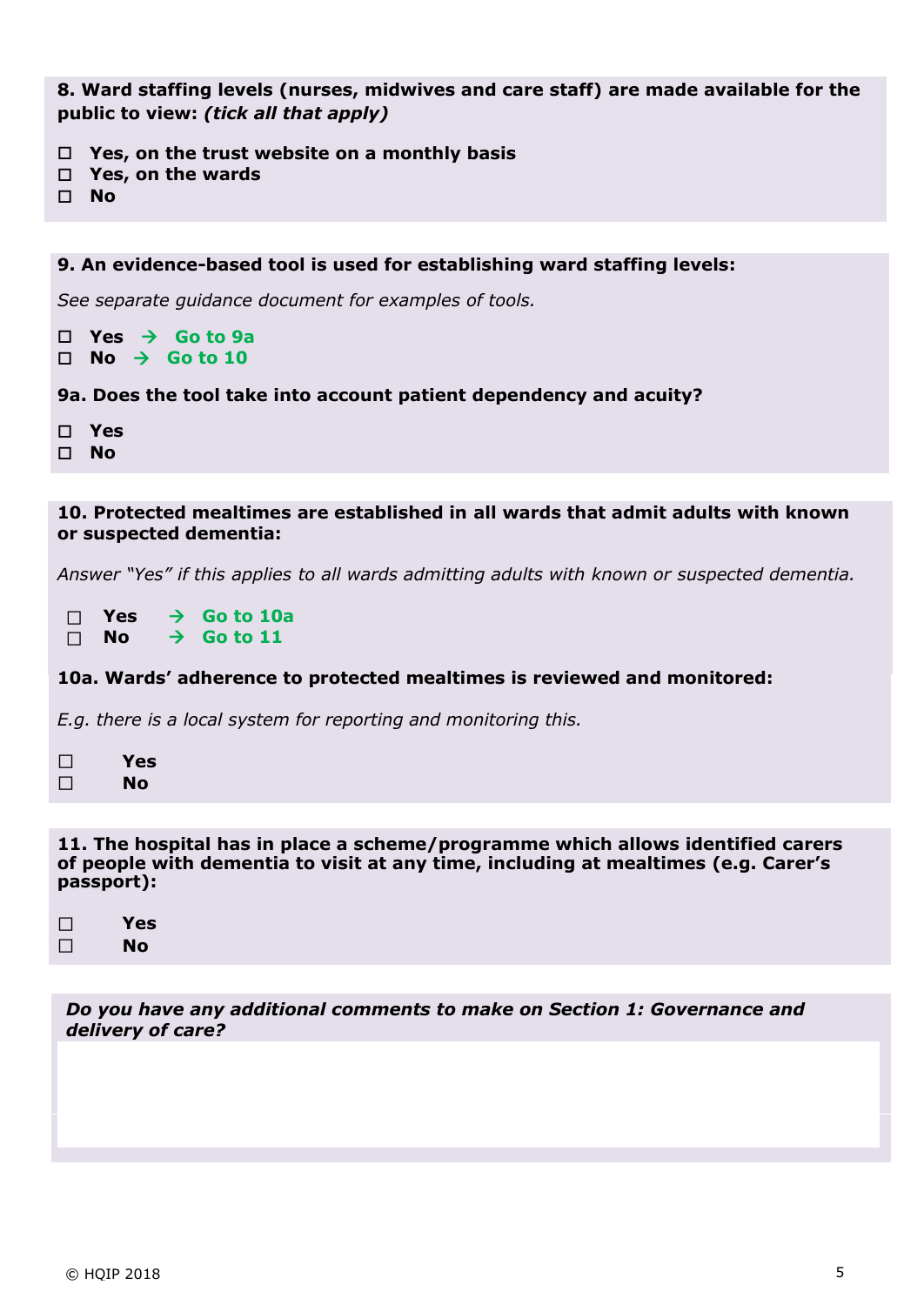**8. Ward staffing levels (nurses, midwives and care staff) are made available for the public to view:** ***(tick all that apply)***

- ☐ **Yes, on the trust website on a monthly basis**
- ☐ **Yes, on the wards**
- ☐ **No**

**9. An evidence-based tool is used for establishing ward staffing levels:**

*See separate guidance document for examples of tools.*

- ☐ **Yes → Go to 9a**
- ☐ **No → Go to 10**

**9a. Does the tool take into account patient dependency and acuity?**

- ☐ **Yes**
- ☐ **No**

**10. Protected mealtimes are established in all wards that admit adults with known or suspected dementia:**

*Answer "Yes" if this applies to all wards admitting adults with known or suspected dementia.*

- ☐ **Yes → Go to 10a**
- ☐ **No → Go to 11**

**10a. Wards' adherence to protected mealtimes is reviewed and monitored:**

*E.g. there is a local system for reporting and monitoring this.*

- ☐ **Yes**
- ☐ **No**

**11. The hospital has in place a scheme/programme which allows identified carers of people with dementia to visit at any time, including at mealtimes (e.g. Carer's passport):**

- ☐ **Yes**
- ☐ **No**

***Do you have any additional comments to make on Section 1: Governance and delivery of care?***

© HQIP 2018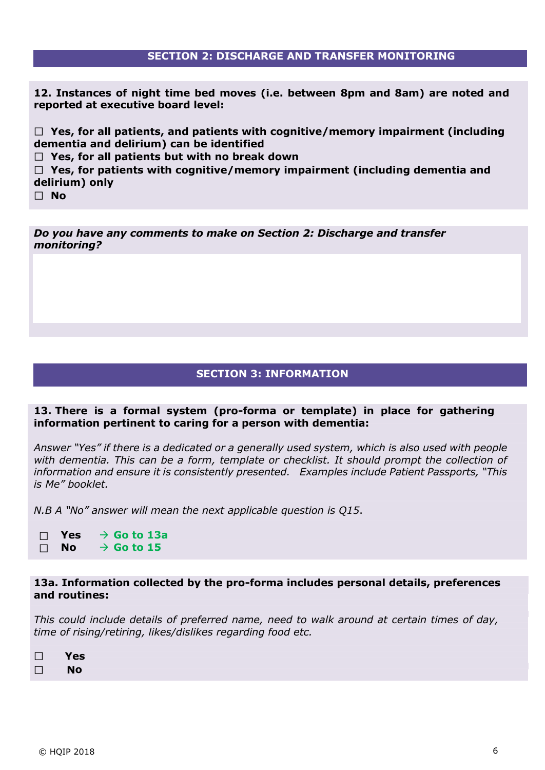## SECTION 2: DISCHARGE AND TRANSFER MONITORING

**12. Instances of night time bed moves (i.e. between 8pm and 8am) are noted and reported at executive board level:**

☐ **Yes, for all patients, and patients with cognitive/memory impairment (including dementia and delirium) can be identified**
☐ **Yes, for all patients but with no break down**
☐ **Yes, for patients with cognitive/memory impairment (including dementia and delirium) only**
☐ **No**

***Do you have any comments to make on Section 2: Discharge and transfer monitoring?***

## SECTION 3: INFORMATION

**13. There is a formal system (pro-forma or template) in place for gathering information pertinent to caring for a person with dementia:**

*Answer "Yes" if there is a dedicated or a generally used system, which is also used with people with dementia. This can be a form, template or checklist. It should prompt the collection of information and ensure it is consistently presented. Examples include Patient Passports, "This is Me" booklet.*

*N.B A "No" answer will mean the next applicable question is Q15.*

☐ **Yes** → **Go to 13a**
☐ **No** → **Go to 15**

**13a. Information collected by the pro-forma includes personal details, preferences and routines:**

*This could include details of preferred name, need to walk around at certain times of day, time of rising/retiring, likes/dislikes regarding food etc.*

☐ **Yes**
☐ **No**

© HQIP 2018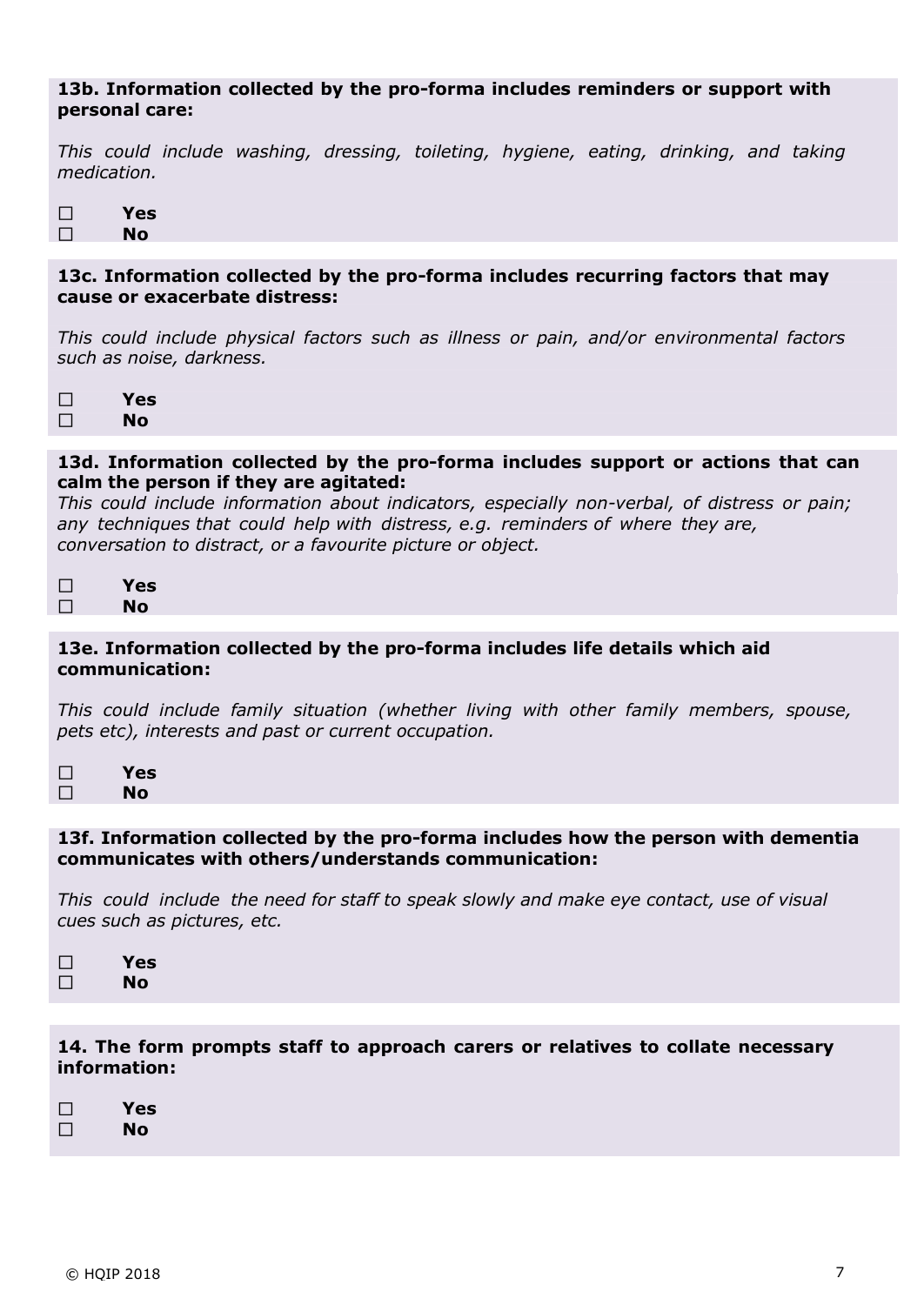**13b. Information collected by the pro-forma includes reminders or support with personal care:**

*This could include washing, dressing, toileting, hygiene, eating, drinking, and taking medication.*

☐ **Yes**
☐ **No**

**13c. Information collected by the pro-forma includes recurring factors that may cause or exacerbate distress:**

*This could include physical factors such as illness or pain, and/or environmental factors such as noise, darkness.*

☐ **Yes**
☐ **No**

**13d. Information collected by the pro-forma includes support or actions that can calm the person if they are agitated:**
*This could include information about indicators, especially non-verbal, of distress or pain; any techniques that could help with distress, e.g. reminders of where they are, conversation to distract, or a favourite picture or object.*

☐ **Yes**
☐ **No**

**13e. Information collected by the pro-forma includes life details which aid communication:**

*This could include family situation (whether living with other family members, spouse, pets etc), interests and past or current occupation.*

☐ **Yes**
☐ **No**

**13f. Information collected by the pro-forma includes how the person with dementia communicates with others/understands communication:**

*This could include the need for staff to speak slowly and make eye contact, use of visual cues such as pictures, etc.*

☐ **Yes**
☐ **No**

**14. The form prompts staff to approach carers or relatives to collate necessary information:**

☐ **Yes**
☐ **No**

© HQIP 2018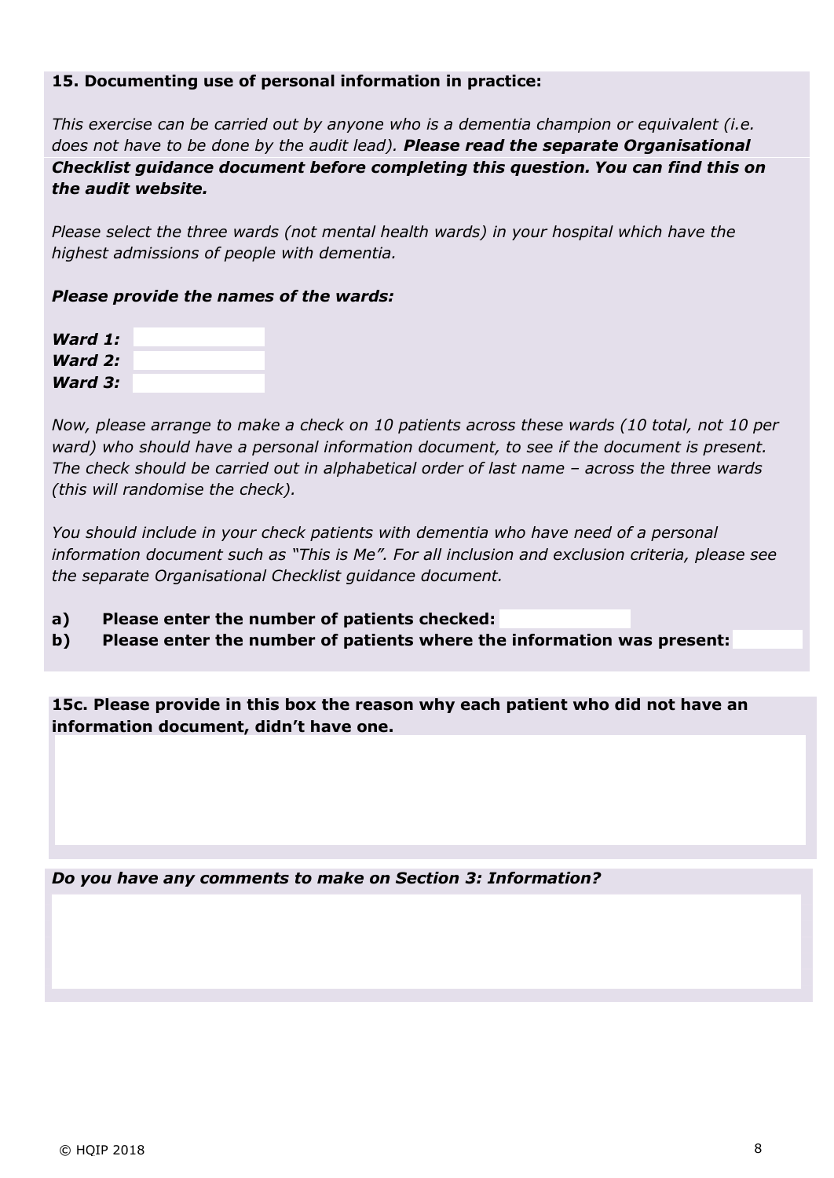**15. Documenting use of personal information in practice:**

*This exercise can be carried out by anyone who is a dementia champion or equivalent (i.e. does not have to be done by the audit lead).* ***Please read the separate Organisational Checklist guidance document before completing this question. You can find this on the audit website.***

*Please select the three wards (not mental health wards) in your hospital which have the highest admissions of people with dementia.*

***Please provide the names of the wards:***

***Ward 1:***
***Ward 2:***
***Ward 3:***

*Now, please arrange to make a check on 10 patients across these wards (10 total, not 10 per ward) who should have a personal information document, to see if the document is present. The check should be carried out in alphabetical order of last name – across the three wards (this will randomise the check).*

*You should include in your check patients with dementia who have need of a personal information document such as "This is Me". For all inclusion and exclusion criteria, please see the separate Organisational Checklist guidance document.*

**a) Please enter the number of patients checked:**
**b) Please enter the number of patients where the information was present:**

**15c. Please provide in this box the reason why each patient who did not have an information document, didn't have one.**

***Do you have any comments to make on Section 3: Information?***

© HQIP 2018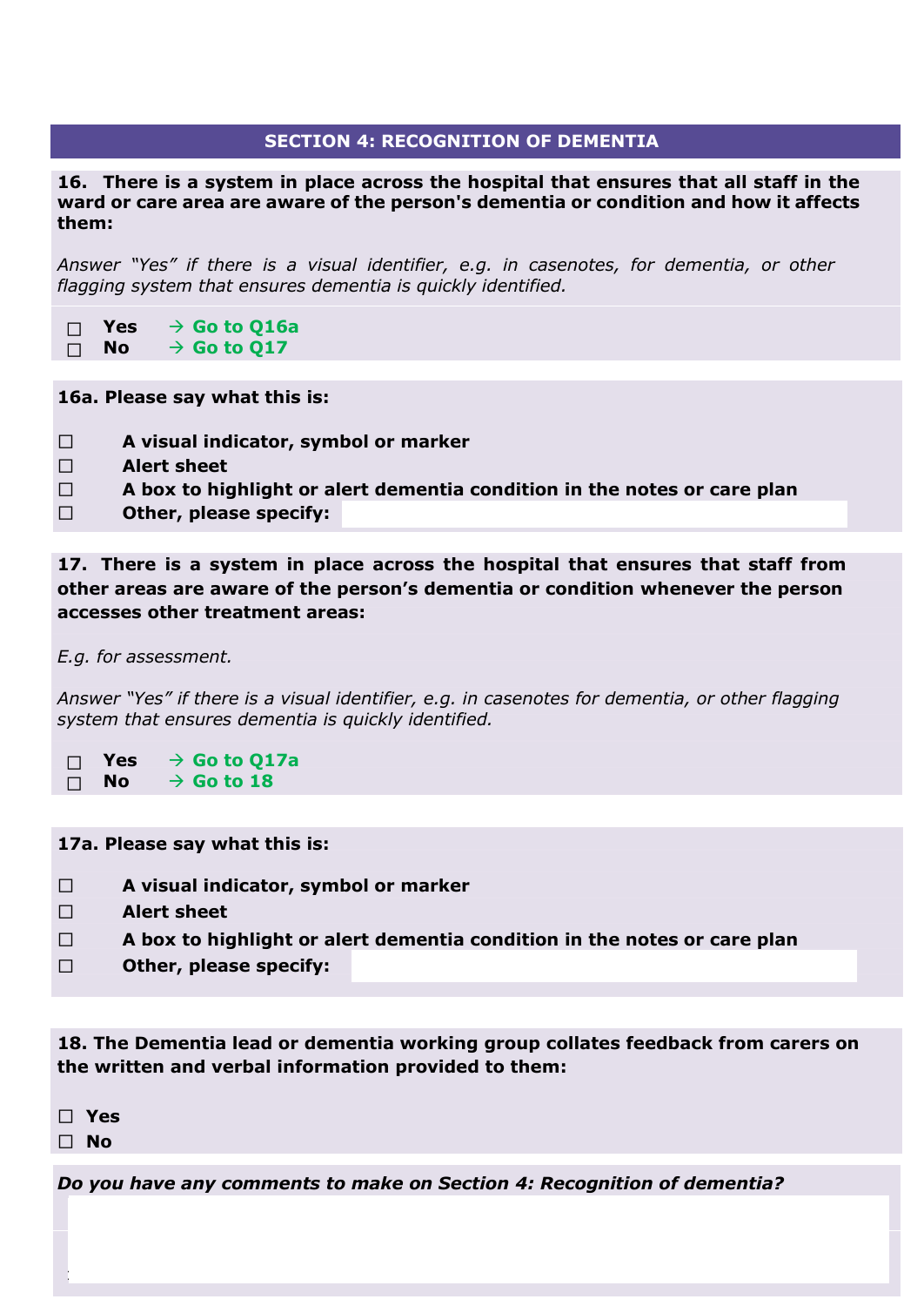## SECTION 4: RECOGNITION OF DEMENTIA

**16. There is a system in place across the hospital that ensures that all staff in the ward or care area are aware of the person's dementia or condition and how it affects them:**

*Answer "Yes" if there is a visual identifier, e.g. in casenotes, for dementia, or other flagging system that ensures dementia is quickly identified.*

☐ **Yes** → **Go to Q16a**
☐ **No** → **Go to Q17**

**16a. Please say what this is:**

☐ **A visual indicator, symbol or marker**
☐ **Alert sheet**
☐ **A box to highlight or alert dementia condition in the notes or care plan**
☐ **Other, please specify:**

**17. There is a system in place across the hospital that ensures that staff from other areas are aware of the person's dementia or condition whenever the person accesses other treatment areas:**

*E.g. for assessment.*

*Answer "Yes" if there is a visual identifier, e.g. in casenotes for dementia, or other flagging system that ensures dementia is quickly identified.*

☐ **Yes** → **Go to Q17a**
☐ **No** → **Go to 18**

**17a. Please say what this is:**

☐ **A visual indicator, symbol or marker**
☐ **Alert sheet**
☐ **A box to highlight or alert dementia condition in the notes or care plan**
☐ **Other, please specify:**

**18. The Dementia lead or dementia working group collates feedback from carers on the written and verbal information provided to them:**

☐ **Yes**
☐ **No**

***Do you have any comments to make on Section 4: Recognition of dementia?***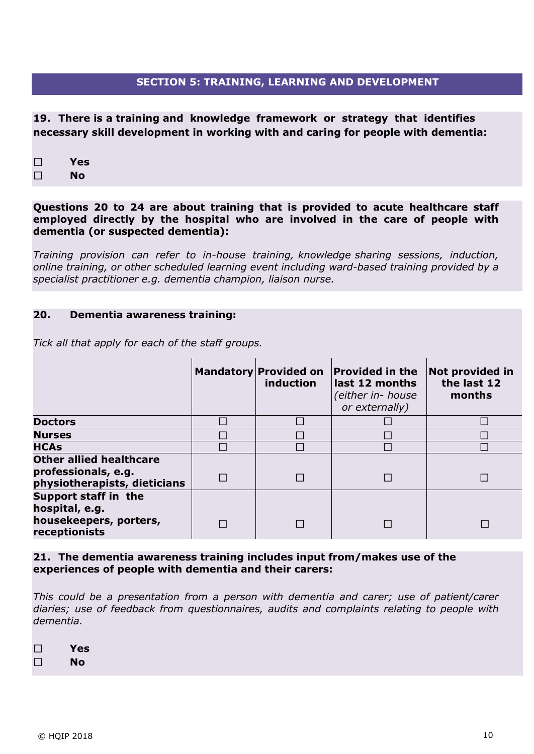## SECTION 5: TRAINING, LEARNING AND DEVELOPMENT

**19. There is a training and knowledge framework or strategy that identifies necessary skill development in working with and caring for people with dementia:**

☐ **Yes**
☐ **No**

**Questions 20 to 24 are about training that is provided to acute healthcare staff employed directly by the hospital who are involved in the care of people with dementia (or suspected dementia):**

*Training provision can refer to in-house training, knowledge sharing sessions, induction, online training, or other scheduled learning event including ward-based training provided by a specialist practitioner e.g. dementia champion, liaison nurse.*

**20. Dementia awareness training:**

*Tick all that apply for each of the staff groups.*

| | **Mandatory** | **Provided on induction** | **Provided in the last 12 months** *(either in- house or externally)* | **Not provided in the last 12 months** |
|---|---|---|---|---|
| **Doctors** | ☐ | ☐ | ☐ | ☐ |
| **Nurses** | ☐ | ☐ | ☐ | ☐ |
| **HCAs** | ☐ | ☐ | ☐ | ☐ |
| **Other allied healthcare professionals, e.g. physiotherapists, dieticians** | ☐ | ☐ | ☐ | ☐ |
| **Support staff in the hospital, e.g. housekeepers, porters, receptionists** | ☐ | ☐ | ☐ | ☐ |

**21. The dementia awareness training includes input from/makes use of the experiences of people with dementia and their carers:**

*This could be a presentation from a person with dementia and carer; use of patient/carer diaries; use of feedback from questionnaires, audits and complaints relating to people with dementia.*

☐ **Yes**
☐ **No**

© HQIP 2018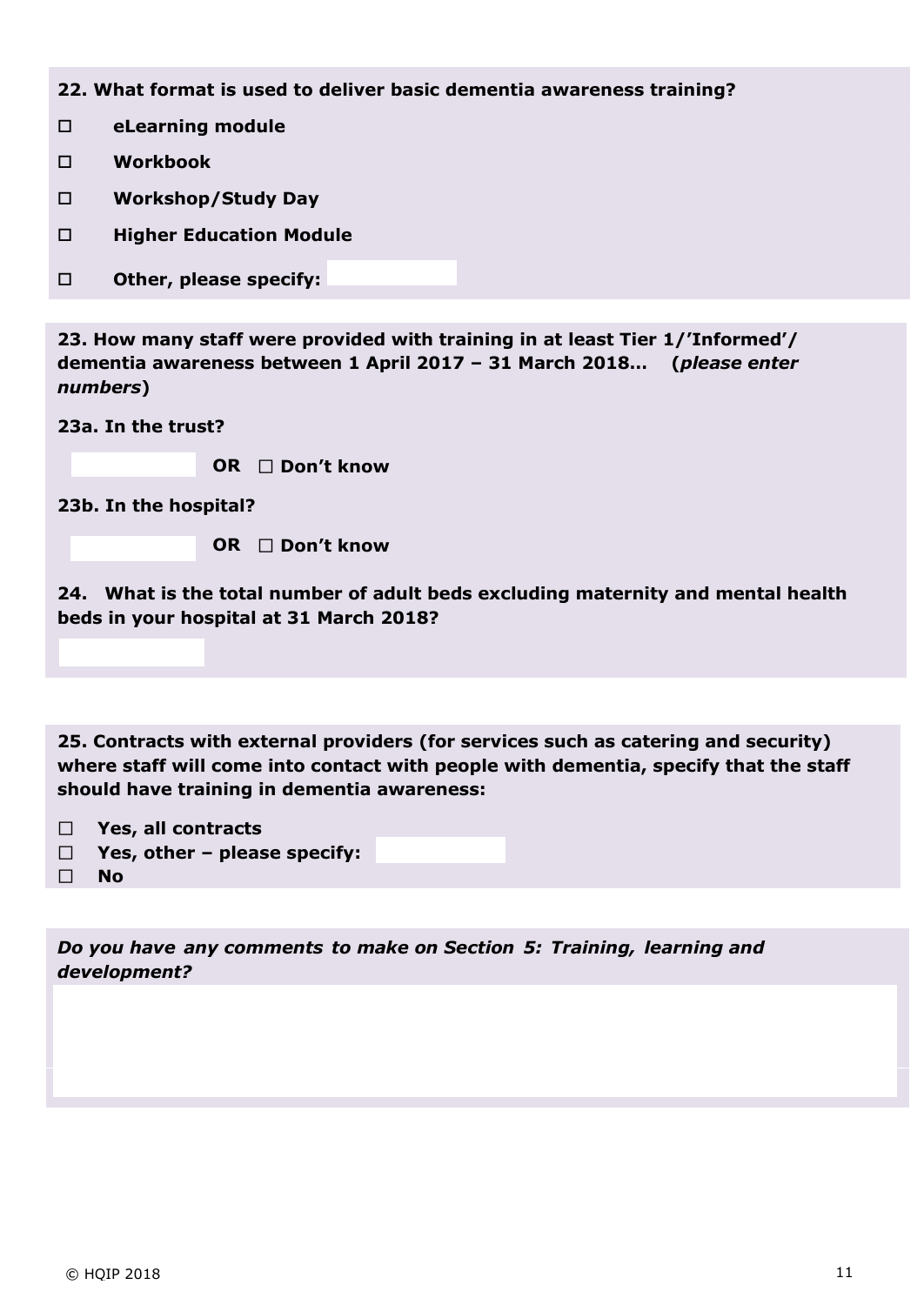**22. What format is used to deliver basic dementia awareness training?**

- ☐ **eLearning module**
- ☐ **Workbook**
- ☐ **Workshop/Study Day**
- ☐ **Higher Education Module**
- ☐ **Other, please specify:**

**23. How many staff were provided with training in at least Tier 1/'Informed'/ dementia awareness between 1 April 2017 – 31 March 2018… (*please enter numbers*)**

**23a. In the trust?**

**OR** ☐ **Don't know**

**23b. In the hospital?**

**OR** ☐ **Don't know**

**24. What is the total number of adult beds excluding maternity and mental health beds in your hospital at 31 March 2018?**

**25. Contracts with external providers (for services such as catering and security) where staff will come into contact with people with dementia, specify that the staff should have training in dementia awareness:**

- ☐ **Yes, all contracts**
- ☐ **Yes, other – please specify:**
- ☐ **No**

***Do you have any comments to make on Section 5: Training, learning and development?***

© HQIP 2018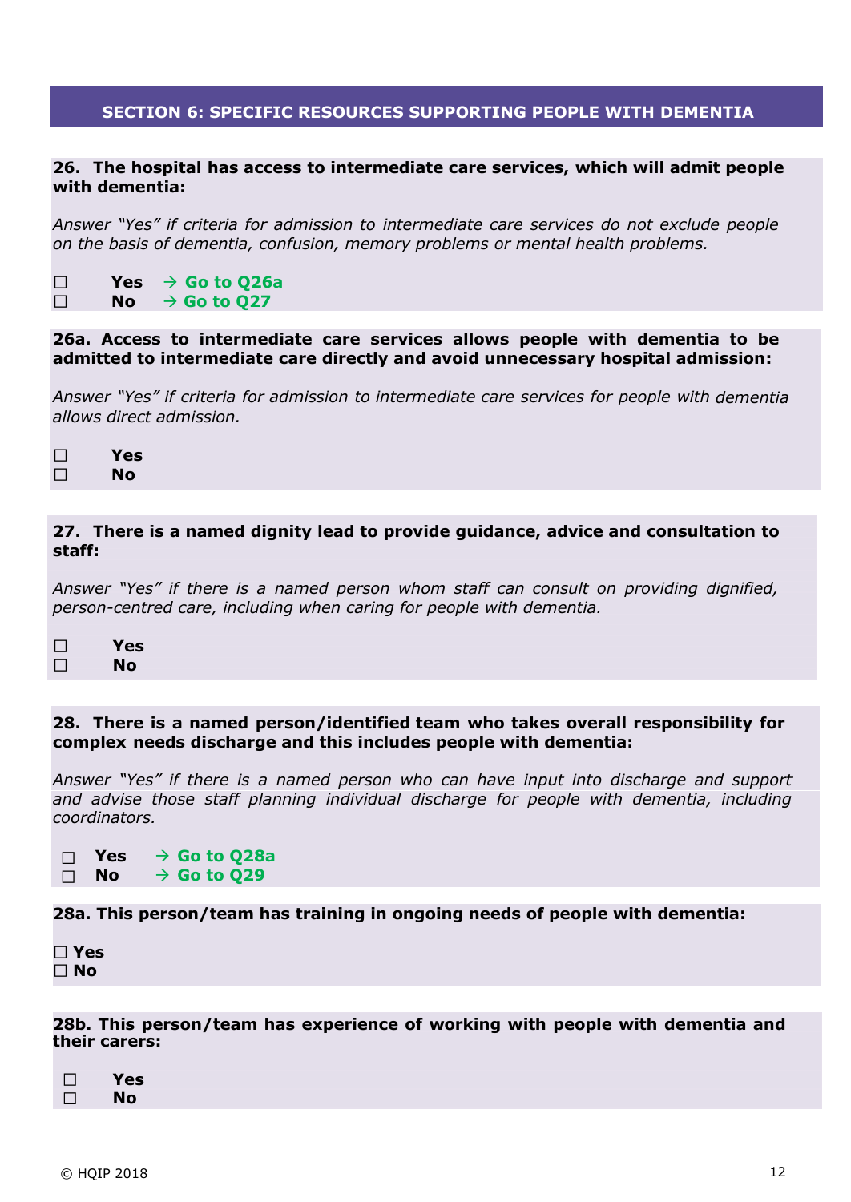## SECTION 6: SPECIFIC RESOURCES SUPPORTING PEOPLE WITH DEMENTIA

**26. The hospital has access to intermediate care services, which will admit people with dementia:**

*Answer "Yes" if criteria for admission to intermediate care services do not exclude people on the basis of dementia, confusion, memory problems or mental health problems.*

☐ **Yes** → **Go to Q26a**
☐ **No** → **Go to Q27**

**26a. Access to intermediate care services allows people with dementia to be admitted to intermediate care directly and avoid unnecessary hospital admission:**

*Answer "Yes" if criteria for admission to intermediate care services for people with dementia allows direct admission.*

☐ **Yes**
☐ **No**

**27. There is a named dignity lead to provide guidance, advice and consultation to staff:**

*Answer "Yes" if there is a named person whom staff can consult on providing dignified, person-centred care, including when caring for people with dementia.*

☐ **Yes**
☐ **No**

**28. There is a named person/identified team who takes overall responsibility for complex needs discharge and this includes people with dementia:**

*Answer "Yes" if there is a named person who can have input into discharge and support and advise those staff planning individual discharge for people with dementia, including coordinators.*

☐ **Yes** → **Go to Q28a**
☐ **No** → **Go to Q29**

**28a. This person/team has training in ongoing needs of people with dementia:**

☐ **Yes**
☐ **No**

**28b. This person/team has experience of working with people with dementia and their carers:**

☐ **Yes**
☐ **No**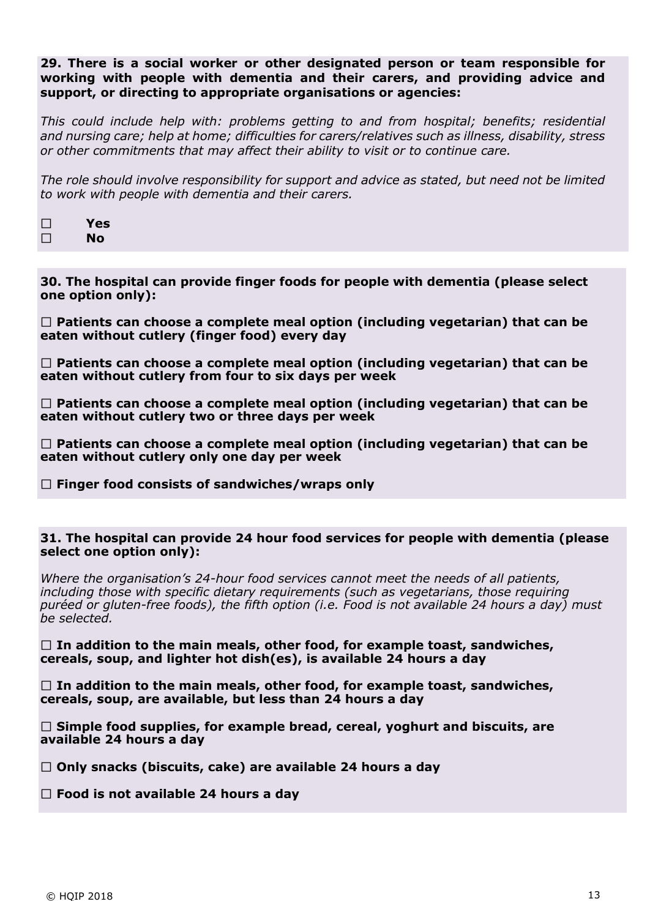**29. There is a social worker or other designated person or team responsible for working with people with dementia and their carers, and providing advice and support, or directing to appropriate organisations or agencies:**

*This could include help with: problems getting to and from hospital; benefits; residential and nursing care; help at home; difficulties for carers/relatives such as illness, disability, stress or other commitments that may affect their ability to visit or to continue care.*

*The role should involve responsibility for support and advice as stated, but need not be limited to work with people with dementia and their carers.*

☐ **Yes**
☐ **No**

**30. The hospital can provide finger foods for people with dementia (please select one option only):**

☐ **Patients can choose a complete meal option (including vegetarian) that can be eaten without cutlery (finger food) every day**

☐ **Patients can choose a complete meal option (including vegetarian) that can be eaten without cutlery from four to six days per week**

☐ **Patients can choose a complete meal option (including vegetarian) that can be eaten without cutlery two or three days per week**

☐ **Patients can choose a complete meal option (including vegetarian) that can be eaten without cutlery only one day per week**

☐ **Finger food consists of sandwiches/wraps only**

**31. The hospital can provide 24 hour food services for people with dementia (please select one option only):**

*Where the organisation's 24-hour food services cannot meet the needs of all patients, including those with specific dietary requirements (such as vegetarians, those requiring puréed or gluten-free foods), the fifth option (i.e. Food is not available 24 hours a day) must be selected.*

☐ **In addition to the main meals, other food, for example toast, sandwiches, cereals, soup, and lighter hot dish(es), is available 24 hours a day**

☐ **In addition to the main meals, other food, for example toast, sandwiches, cereals, soup, are available, but less than 24 hours a day**

☐ **Simple food supplies, for example bread, cereal, yoghurt and biscuits, are available 24 hours a day**

☐ **Only snacks (biscuits, cake) are available 24 hours a day**

☐ **Food is not available 24 hours a day**

© HQIP 2018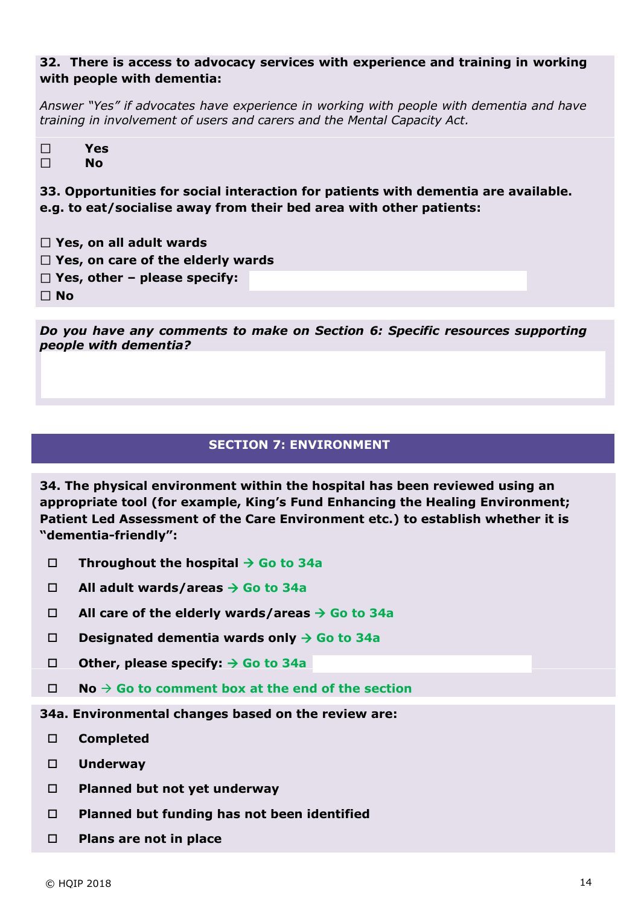**32. There is access to advocacy services with experience and training in working with people with dementia:**

*Answer "Yes" if advocates have experience in working with people with dementia and have training in involvement of users and carers and the Mental Capacity Act.*

☐ **Yes**
☐ **No**

**33. Opportunities for social interaction for patients with dementia are available. e.g. to eat/socialise away from their bed area with other patients:**

☐ **Yes, on all adult wards**
☐ **Yes, on care of the elderly wards**
☐ **Yes, other – please specify:**
☐ **No**

***Do you have any comments to make on Section 6: Specific resources supporting people with dementia?***

## SECTION 7: ENVIRONMENT

**34. The physical environment within the hospital has been reviewed using an appropriate tool (for example, King's Fund Enhancing the Healing Environment; Patient Led Assessment of the Care Environment etc.) to establish whether it is "dementia-friendly":**

☐ **Throughout the hospital → Go to 34a**
☐ **All adult wards/areas → Go to 34a**
☐ **All care of the elderly wards/areas → Go to 34a**
☐ **Designated dementia wards only → Go to 34a**
☐ **Other, please specify: → Go to 34a**
☐ **No → Go to comment box at the end of the section**

**34a. Environmental changes based on the review are:**

☐ **Completed**
☐ **Underway**
☐ **Planned but not yet underway**
☐ **Planned but funding has not been identified**
☐ **Plans are not in place**

© HQIP 2018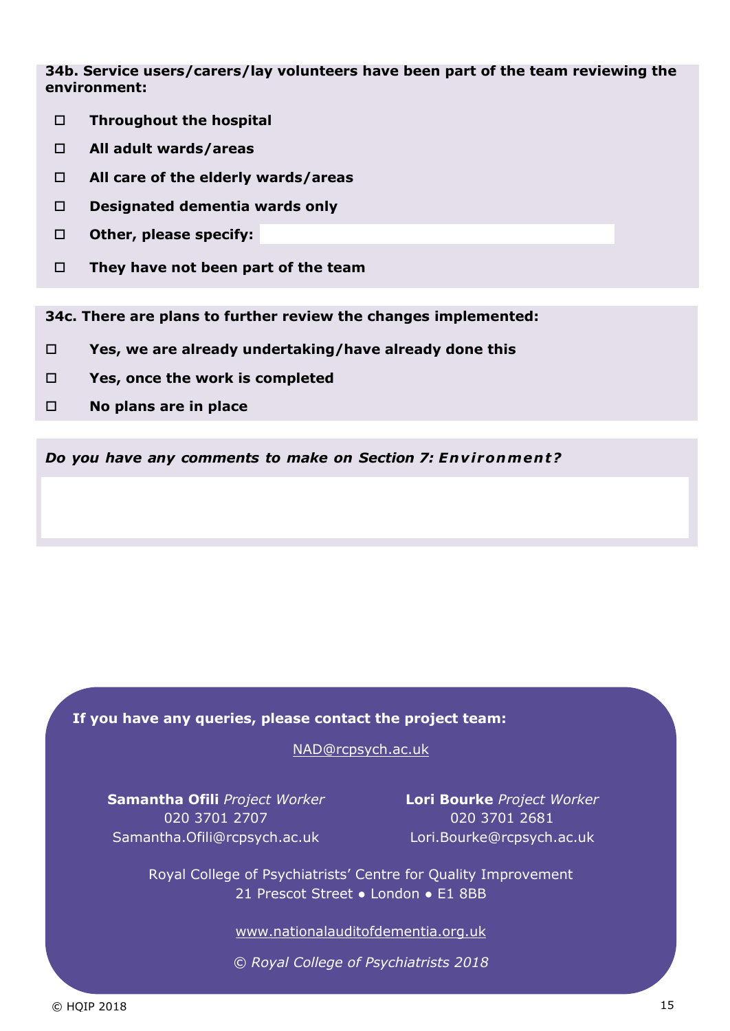**34b. Service users/carers/lay volunteers have been part of the team reviewing the environment:**

- ☐ **Throughout the hospital**
- ☐ **All adult wards/areas**
- ☐ **All care of the elderly wards/areas**
- ☐ **Designated dementia wards only**
- ☐ **Other, please specify:**
- ☐ **They have not been part of the team**

**34c. There are plans to further review the changes implemented:**

- ☐ **Yes, we are already undertaking/have already done this**
- ☐ **Yes, once the work is completed**
- ☐ **No plans are in place**

***Do you have any comments to make on Section 7: Environment?***

**If you have any queries, please contact the project team:**

NAD@rcpsych.ac.uk

**Samantha Ofili** *Project Worker*
020 3701 2707
Samantha.Ofili@rcpsych.ac.uk

**Lori Bourke** *Project Worker*
020 3701 2681
Lori.Bourke@rcpsych.ac.uk

Royal College of Psychiatrists' Centre for Quality Improvement
21 Prescot Street ● London ● E1 8BB

www.nationalauditofdementia.org.uk

*© Royal College of Psychiatrists 2018*

© HQIP 2018